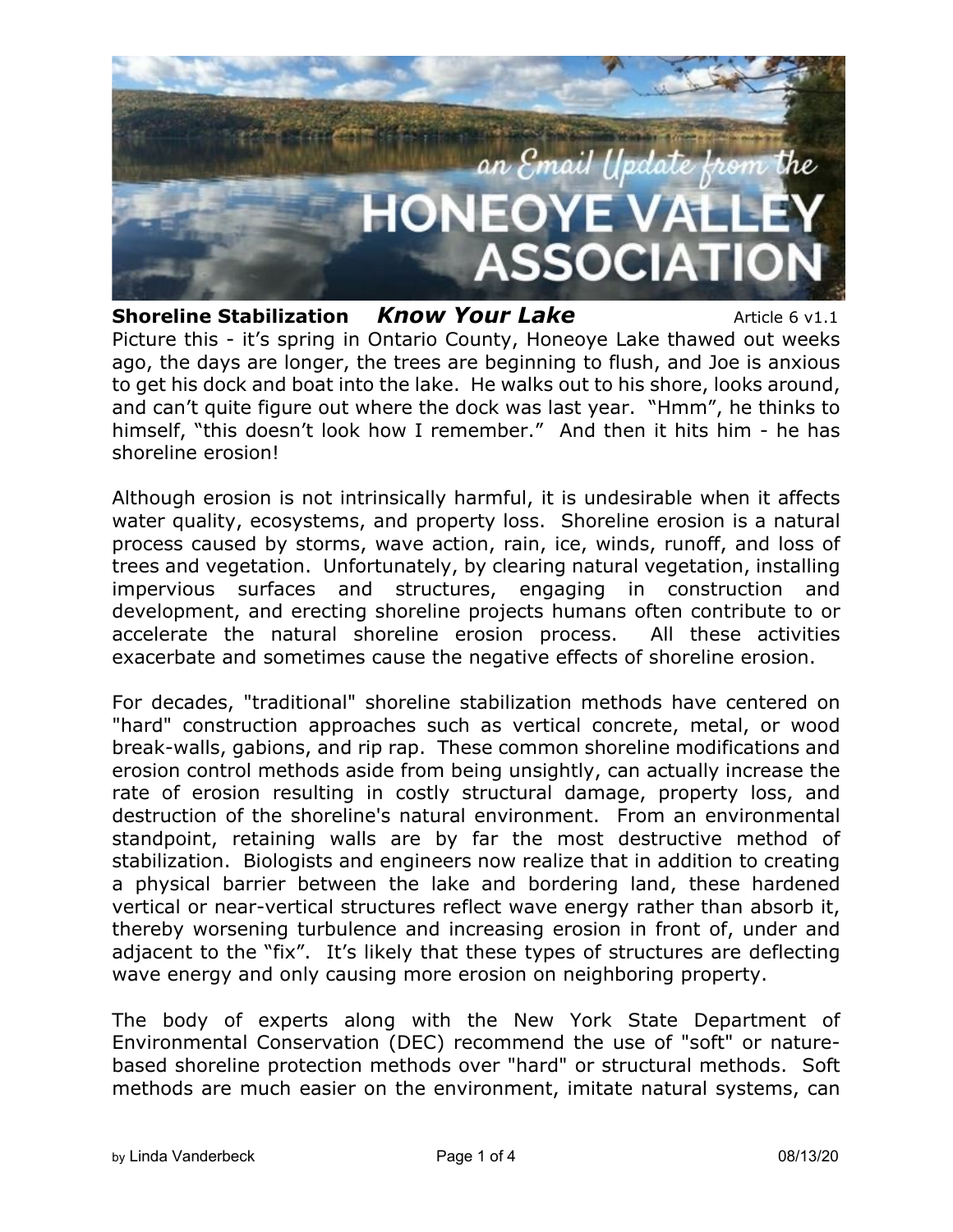**Shoreline Stabilization** ***Know Your Lake*** Article 6 v1.1

Picture this - it's spring in Ontario County, Honeoye Lake thawed out weeks ago, the days are longer, the trees are beginning to flush, and Joe is anxious to get his dock and boat into the lake. He walks out to his shore, looks around, and can't quite figure out where the dock was last year. "Hmm", he thinks to himself, "this doesn't look how I remember." And then it hits him - he has shoreline erosion!

Although erosion is not intrinsically harmful, it is undesirable when it affects water quality, ecosystems, and property loss. Shoreline erosion is a natural process caused by storms, wave action, rain, ice, winds, runoff, and loss of trees and vegetation. Unfortunately, by clearing natural vegetation, installing impervious surfaces and structures, engaging in construction and development, and erecting shoreline projects humans often contribute to or accelerate the natural shoreline erosion process. All these activities exacerbate and sometimes cause the negative effects of shoreline erosion.

For decades, "traditional" shoreline stabilization methods have centered on "hard" construction approaches such as vertical concrete, metal, or wood break-walls, gabions, and rip rap. These common shoreline modifications and erosion control methods aside from being unsightly, can actually increase the rate of erosion resulting in costly structural damage, property loss, and destruction of the shoreline's natural environment. From an environmental standpoint, retaining walls are by far the most destructive method of stabilization. Biologists and engineers now realize that in addition to creating a physical barrier between the lake and bordering land, these hardened vertical or near-vertical structures reflect wave energy rather than absorb it, thereby worsening turbulence and increasing erosion in front of, under and adjacent to the "fix". It's likely that these types of structures are deflecting wave energy and only causing more erosion on neighboring property.

The body of experts along with the New York State Department of Environmental Conservation (DEC) recommend the use of "soft" or nature-based shoreline protection methods over "hard" or structural methods. Soft methods are much easier on the environment, imitate natural systems, can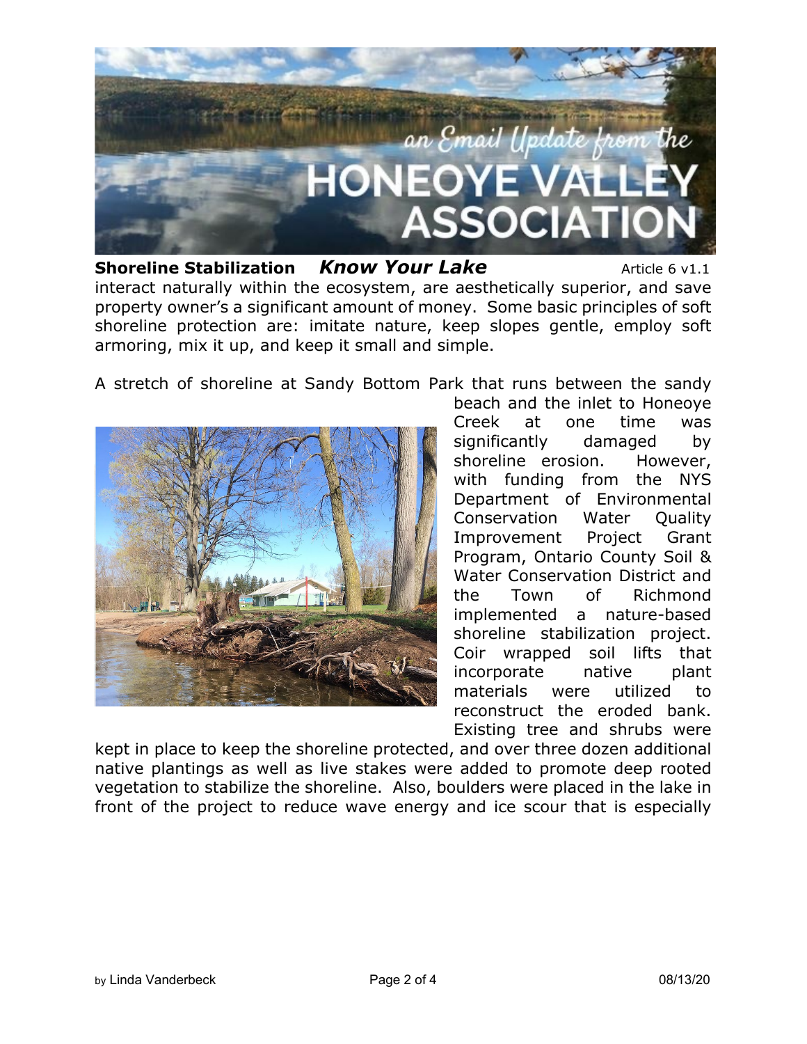interact naturally within the ecosystem, are aesthetically superior, and save property owner's a significant amount of money. Some basic principles of soft shoreline protection are: imitate nature, keep slopes gentle, employ soft armoring, mix it up, and keep it small and simple.

A stretch of shoreline at Sandy Bottom Park that runs between the sandy beach and the inlet to Honeoye Creek at one time was significantly damaged by shoreline erosion. However, with funding from the NYS Department of Environmental Conservation Water Quality Improvement Project Grant Program, Ontario County Soil & Water Conservation District and the Town of Richmond implemented a nature-based shoreline stabilization project. Coir wrapped soil lifts that incorporate native plant materials were utilized to reconstruct the eroded bank. Existing tree and shrubs were kept in place to keep the shoreline protected, and over three dozen additional native plantings as well as live stakes were added to promote deep rooted vegetation to stabilize the shoreline. Also, boulders were placed in the lake in front of the project to reduce wave energy and ice scour that is especially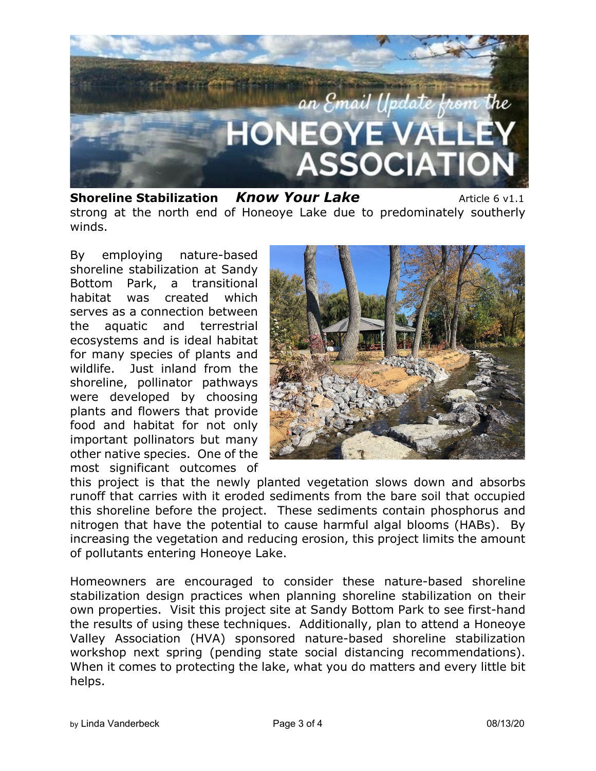strong at the north end of Honeoye Lake due to predominately southerly winds.

By employing nature-based shoreline stabilization at Sandy Bottom Park, a transitional habitat was created which serves as a connection between the aquatic and terrestrial ecosystems and is ideal habitat for many species of plants and wildlife. Just inland from the shoreline, pollinator pathways were developed by choosing plants and flowers that provide food and habitat for not only important pollinators but many other native species. One of the most significant outcomes of this project is that the newly planted vegetation slows down and absorbs runoff that carries with it eroded sediments from the bare soil that occupied this shoreline before the project. These sediments contain phosphorus and nitrogen that have the potential to cause harmful algal blooms (HABs). By increasing the vegetation and reducing erosion, this project limits the amount of pollutants entering Honeoye Lake.

Homeowners are encouraged to consider these nature-based shoreline stabilization design practices when planning shoreline stabilization on their own properties. Visit this project site at Sandy Bottom Park to see first-hand the results of using these techniques. Additionally, plan to attend a Honeoye Valley Association (HVA) sponsored nature-based shoreline stabilization workshop next spring (pending state social distancing recommendations). When it comes to protecting the lake, what you do matters and every little bit helps.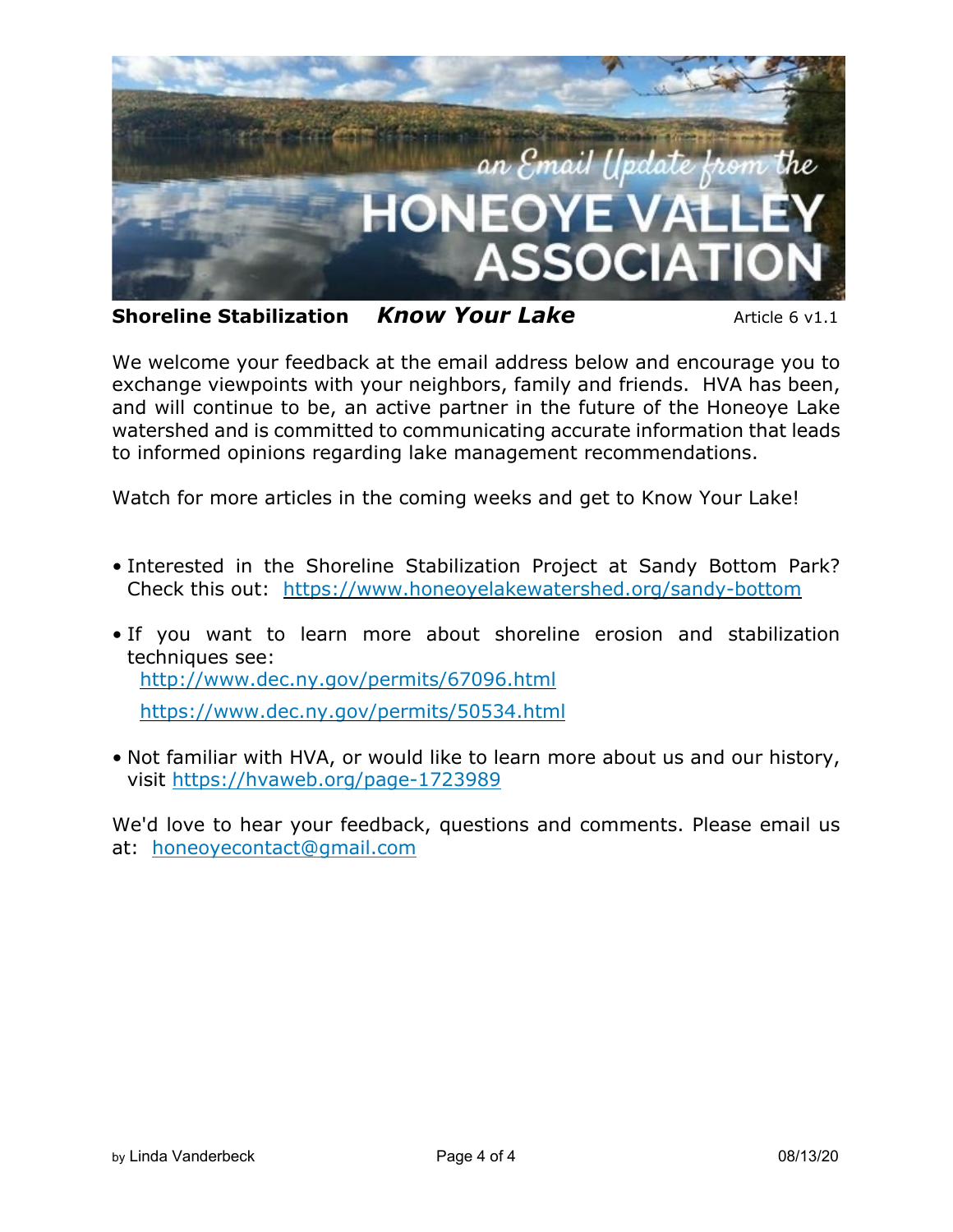**Shoreline Stabilization** ***Know Your Lake*** Article 6 v1.1

We welcome your feedback at the email address below and encourage you to exchange viewpoints with your neighbors, family and friends. HVA has been, and will continue to be, an active partner in the future of the Honeoye Lake watershed and is committed to communicating accurate information that leads to informed opinions regarding lake management recommendations.

Watch for more articles in the coming weeks and get to Know Your Lake!

- Interested in the Shoreline Stabilization Project at Sandy Bottom Park? Check this out: https://www.honeoyelakewatershed.org/sandy-bottom
- If you want to learn more about shoreline erosion and stabilization techniques see:
  http://www.dec.ny.gov/permits/67096.html
  https://www.dec.ny.gov/permits/50534.html
- Not familiar with HVA, or would like to learn more about us and our history, visit https://hvaweb.org/page-1723989

We'd love to hear your feedback, questions and comments. Please email us at: honeoyecontact@gmail.com

by Linda Vanderbeck 08/13/20